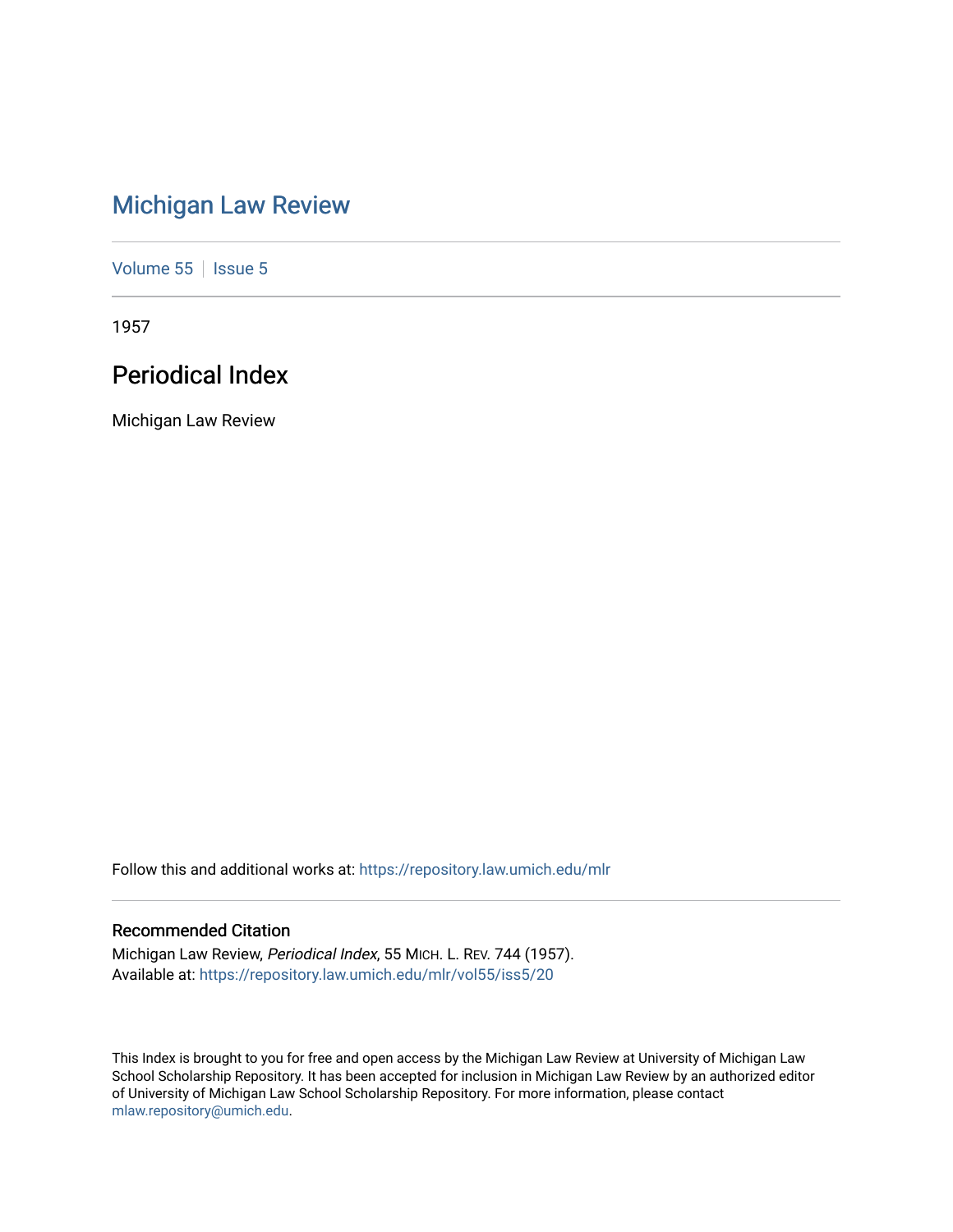# Michigan Law Review

Volume 55 | Issue 5

1957

## Periodical Index

Michigan Law Review

Follow this and additional works at: https://repository.law.umich.edu/mlr

### Recommended Citation

Michigan Law Review, *Periodical Index*, 55 MICH. L. REV. 744 (1957).
Available at: https://repository.law.umich.edu/mlr/vol55/iss5/20

This Index is brought to you for free and open access by the Michigan Law Review at University of Michigan Law School Scholarship Repository. It has been accepted for inclusion in Michigan Law Review by an authorized editor of University of Michigan Law School Scholarship Repository. For more information, please contact mlaw.repository@umich.edu.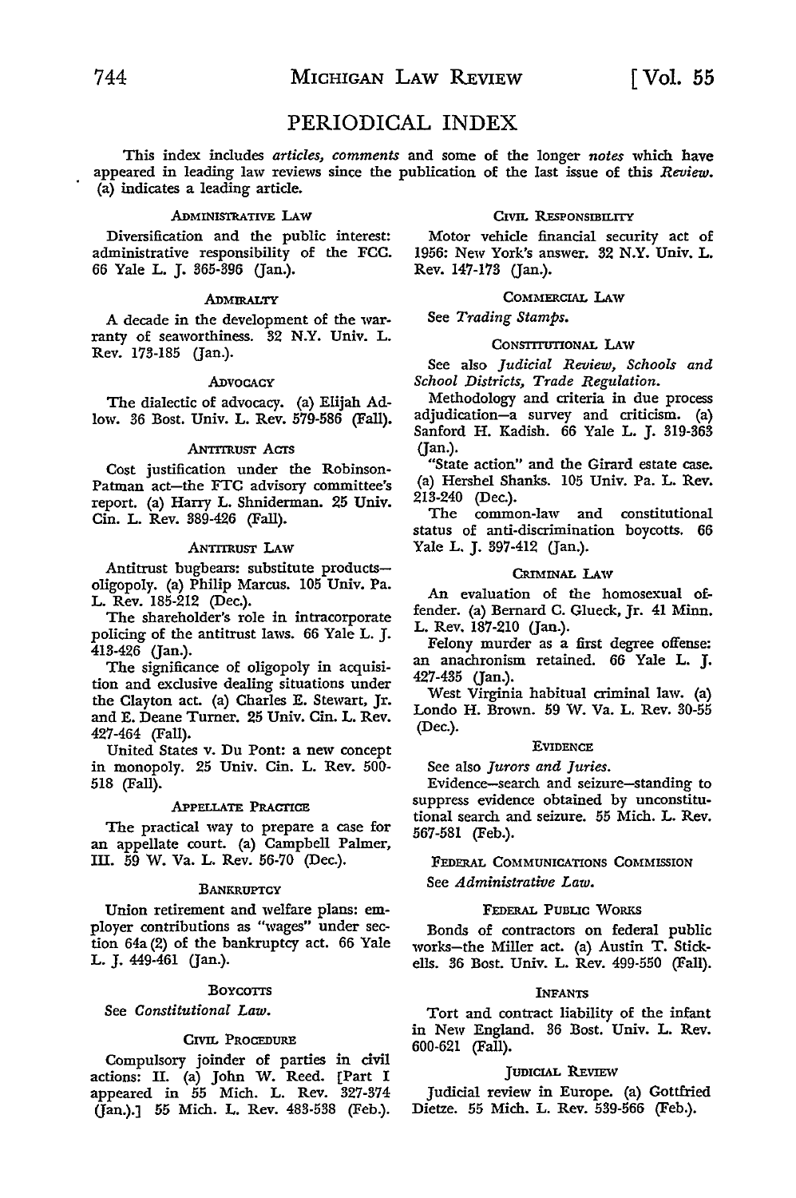# PERIODICAL INDEX

This index includes *articles, comments* and some of the longer *notes* which have appeared in leading law reviews since the publication of the last issue of this *Review*. (a) indicates a leading article.

### Administrative Law

Diversification and the public interest: administrative responsibility of the FCC. 66 Yale L. J. 365-396 (Jan.).

### Admiralty

A decade in the development of the warranty of seaworthiness. 32 N.Y. Univ. L. Rev. 173-185 (Jan.).

### Advocacy

The dialectic of advocacy. (a) Elijah Adlow. 36 Bost. Univ. L. Rev. 579-586 (Fall).

### Antitrust Acts

Cost justification under the Robinson-Patman act—the FTC advisory committee's report. (a) Harry L. Shniderman. 25 Univ. Cin. L. Rev. 389-426 (Fall).

### Antitrust Law

Antitrust bugbears: substitute products—oligopoly. (a) Philip Marcus. 105 Univ. Pa. L. Rev. 185-212 (Dec.).

The shareholder's role in intracorporate policing of the antitrust laws. 66 Yale L. J. 413-426 (Jan.).

The significance of oligopoly in acquisition and exclusive dealing situations under the Clayton act. (a) Charles E. Stewart, Jr. and E. Deane Turner. 25 Univ. Cin. L. Rev. 427-464 (Fall).

United States v. Du Pont: a new concept in monopoly. 25 Univ. Cin. L. Rev. 500-518 (Fall).

### Appellate Practice

The practical way to prepare a case for an appellate court. (a) Campbell Palmer, III. 59 W. Va. L. Rev. 56-70 (Dec.).

### Bankruptcy

Union retirement and welfare plans: employer contributions as "wages" under section 64a(2) of the bankruptcy act. 66 Yale L. J. 449-461 (Jan.).

### Boycotts

See *Constitutional Law.*

### Civil Procedure

Compulsory joinder of parties in civil actions: II. (a) John W. Reed. [Part I appeared in 55 Mich. L. Rev. 327-374 (Jan.).] 55 Mich. L. Rev. 483-538 (Feb.).

### Civil Responsibility

Motor vehicle financial security act of 1956: New York's answer. 32 N.Y. Univ. L. Rev. 147-173 (Jan.).

### Commercial Law

See *Trading Stamps.*

### Constitutional Law

See also *Judicial Review, Schools and School Districts, Trade Regulation.*

Methodology and criteria in due process adjudication—a survey and criticism. (a) Sanford H. Kadish. 66 Yale L. J. 319-363 (Jan.).

"State action" and the Girard estate case. (a) Hershel Shanks. 105 Univ. Pa. L. Rev. 213-240 (Dec.).

The common-law and constitutional status of anti-discrimination boycotts. 66 Yale L. J. 397-412 (Jan.).

### Criminal Law

An evaluation of the homosexual offender. (a) Bernard C. Glueck, Jr. 41 Minn. L. Rev. 187-210 (Jan.).

Felony murder as a first degree offense: an anachronism retained. 66 Yale L. J. 427-435 (Jan.).

West Virginia habitual criminal law. (a) Londo H. Brown. 59 W. Va. L. Rev. 30-55 (Dec.).

### Evidence

See also *Jurors and Juries.*

Evidence—search and seizure—standing to suppress evidence obtained by unconstitutional search and seizure. 55 Mich. L. Rev. 567-581 (Feb.).

### Federal Communications Commission

See *Administrative Law.*

### Federal Public Works

Bonds of contractors on federal public works—the Miller act. (a) Austin T. Stickells. 36 Bost. Univ. L. Rev. 499-550 (Fall).

### Infants

Tort and contract liability of the infant in New England. 36 Bost. Univ. L. Rev. 600-621 (Fall).

### Judicial Review

Judicial review in Europe. (a) Gottfried Dietze. 55 Mich. L. Rev. 539-566 (Feb.).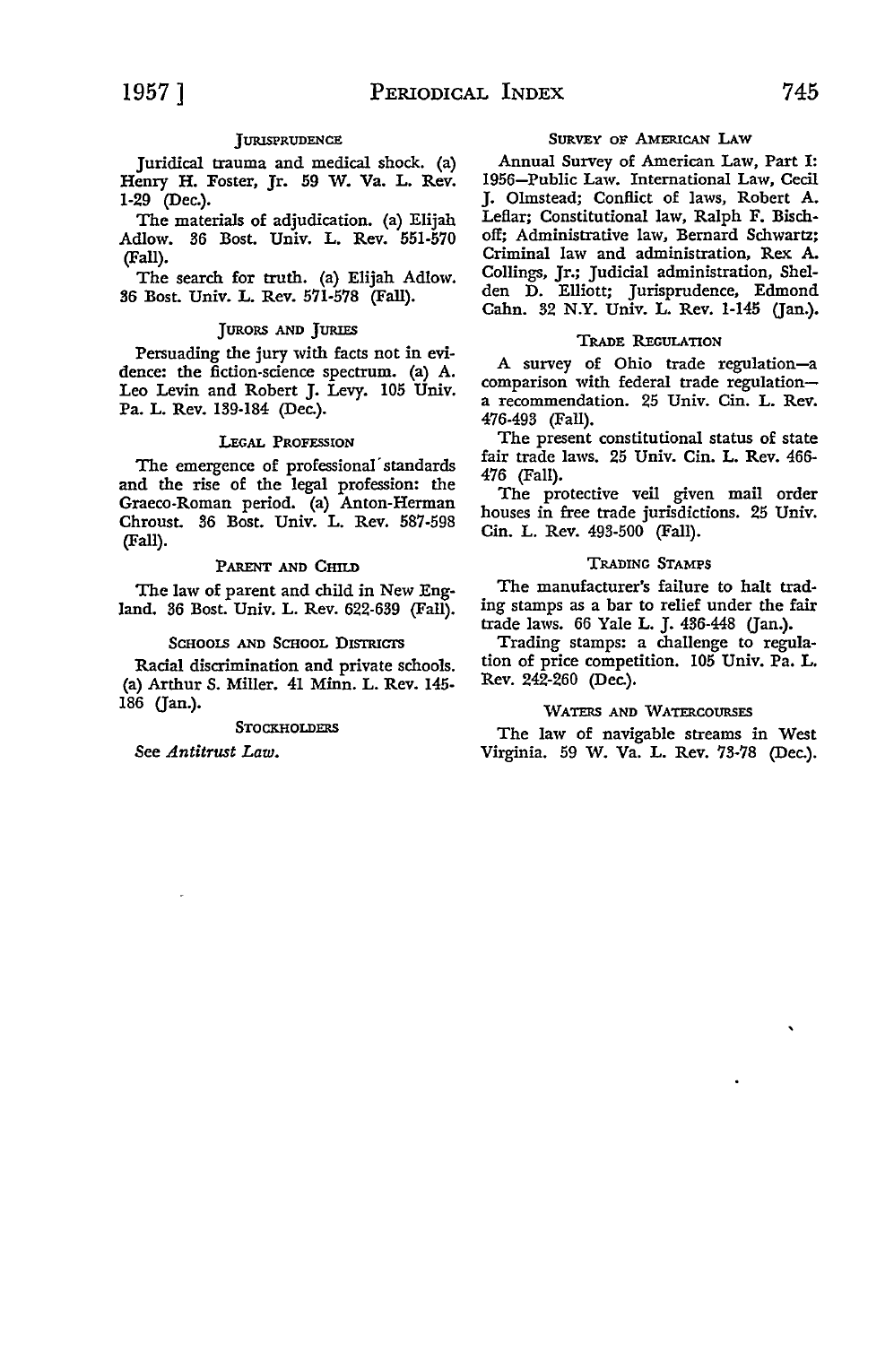### Jurisprudence

Juridical trauma and medical shock. (a) Henry H. Foster, Jr. 59 W. Va. L. Rev. 1-29 (Dec.).

The materials of adjudication. (a) Elijah Adlow. 36 Bost. Univ. L. Rev. 551-570 (Fall).

The search for truth. (a) Elijah Adlow. 36 Bost. Univ. L. Rev. 571-578 (Fall).

### Jurors and Juries

Persuading the jury with facts not in evidence: the fiction-science spectrum. (a) A. Leo Levin and Robert J. Levy. 105 Univ. Pa. L. Rev. 139-184 (Dec.).

### Legal Profession

The emergence of professional standards and the rise of the legal profession: the Graeco-Roman period. (a) Anton-Herman Chroust. 36 Bost. Univ. L. Rev. 587-598 (Fall).

### Parent and Child

The law of parent and child in New England. 36 Bost. Univ. L. Rev. 622-639 (Fall).

### Schools and School Districts

Racial discrimination and private schools. (a) Arthur S. Miller. 41 Minn. L. Rev. 145-186 (Jan.).

### Stockholders

*See Antitrust Law.*

### Survey of American Law

Annual Survey of American Law, Part I: 1956—Public Law. International Law, Cecil J. Olmstead; Conflict of laws, Robert A. Leflar; Constitutional law, Ralph F. Bischoff; Administrative law, Bernard Schwartz; Criminal law and administration, Rex A. Collings, Jr.; Judicial administration, Shelden D. Elliott; Jurisprudence, Edmond Cahn. 32 N.Y. Univ. L. Rev. 1-145 (Jan.).

### Trade Regulation

A survey of Ohio trade regulation—a comparison with federal trade regulation—a recommendation. 25 Univ. Cin. L. Rev. 476-493 (Fall).

The present constitutional status of state fair trade laws. 25 Univ. Cin. L. Rev. 466-476 (Fall).

The protective veil given mail order houses in free trade jurisdictions. 25 Univ. Cin. L. Rev. 493-500 (Fall).

### Trading Stamps

The manufacturer's failure to halt trading stamps as a bar to relief under the fair trade laws. 66 Yale L. J. 436-448 (Jan.).

Trading stamps: a challenge to regulation of price competition. 105 Univ. Pa. L. Rev. 242-260 (Dec.).

### Waters and Watercourses

The law of navigable streams in West Virginia. 59 W. Va. L. Rev. 73-78 (Dec.).